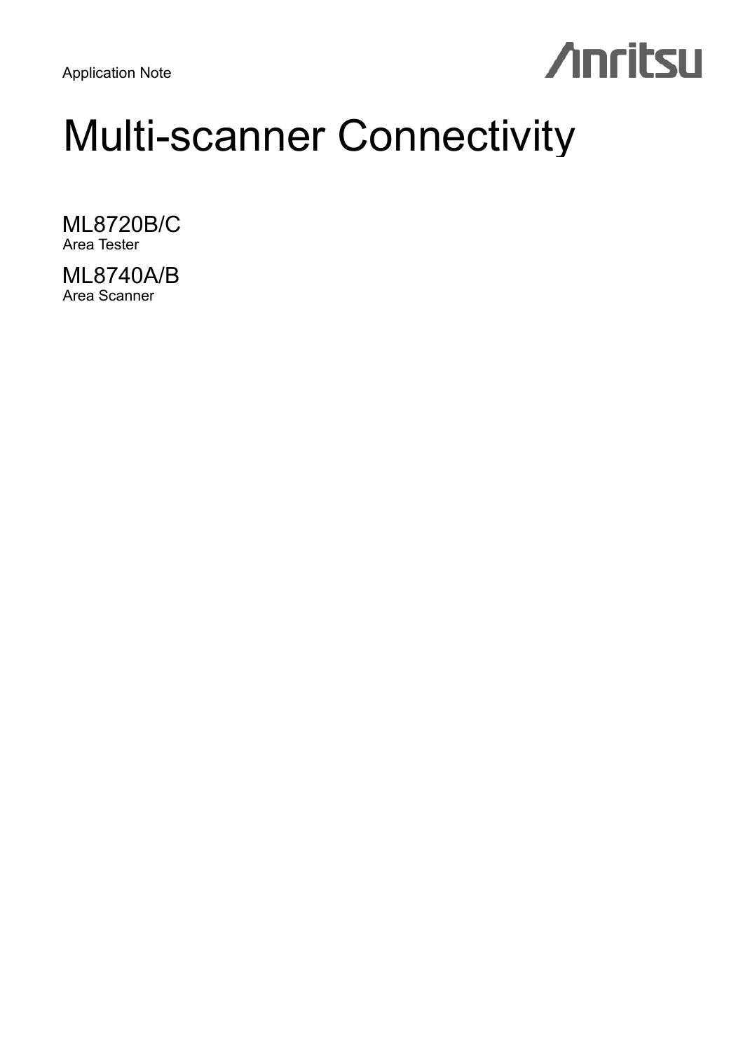Application Note

Anritsu

# Multi-scanner Connectivity

## ML8720B/C
Area Tester

## ML8740A/B
Area Scanner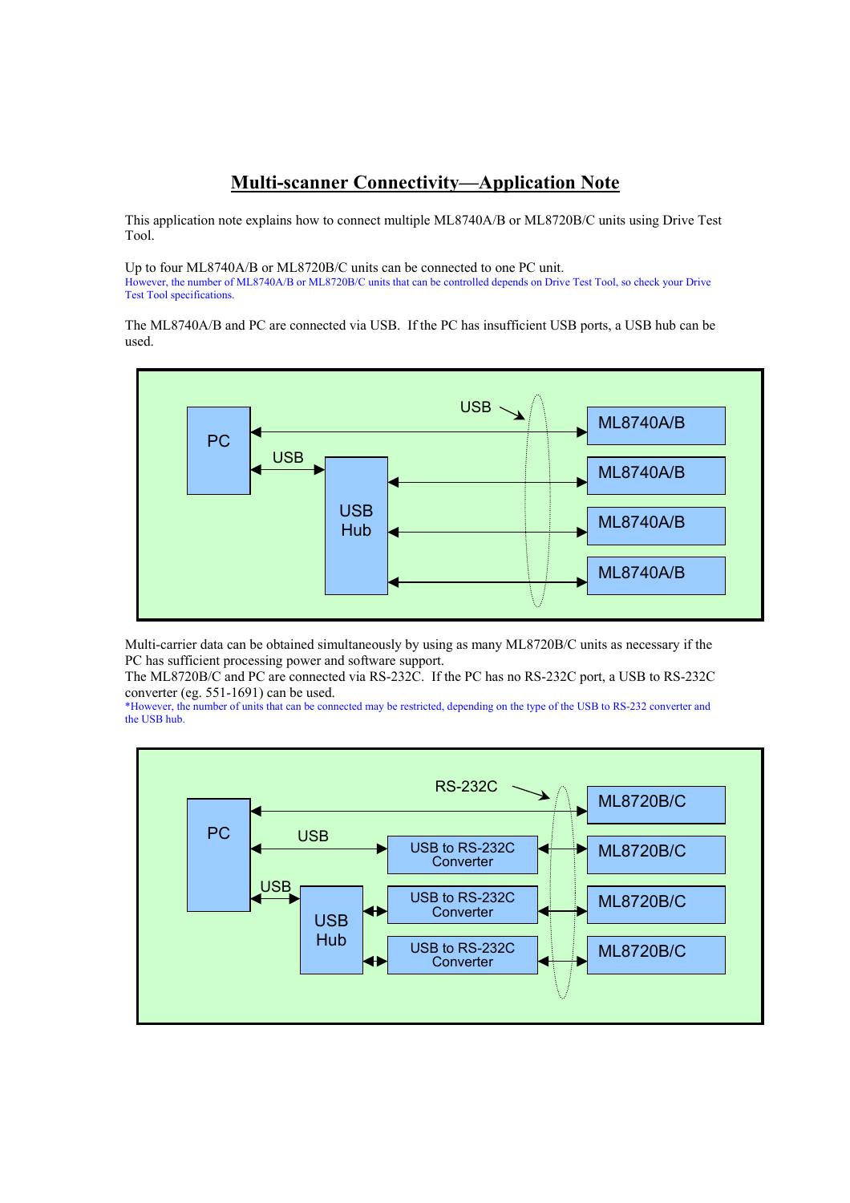# Multi-scanner Connectivity—Application Note

This application note explains how to connect multiple ML8740A/B or ML8720B/C units using Drive Test Tool.

Up to four ML8740A/B or ML8720B/C units can be connected to one PC unit.
However, the number of ML8740A/B or ML8720B/C units that can be controlled depends on Drive Test Tool, so check your Drive Test Tool specifications.

The ML8740A/B and PC are connected via USB. If the PC has insufficient USB ports, a USB hub can be used.

PC — USB — ML8740A/B
PC — USB — USB Hub — ML8740A/B
USB Hub — ML8740A/B
USB Hub — ML8740A/B

Multi-carrier data can be obtained simultaneously by using as many ML8720B/C units as necessary if the PC has sufficient processing power and software support.
The ML8720B/C and PC are connected via RS-232C. If the PC has no RS-232C port, a USB to RS-232C converter (eg. 551-1691) can be used.
*However, the number of units that can be connected may be restricted, depending on the type of the USB to RS-232 converter and the USB hub.

PC — RS-232C — ML8720B/C
PC — USB — USB to RS-232C Converter — ML8720B/C
PC — USB — USB Hub — USB to RS-232C Converter — ML8720B/C
USB Hub — USB to RS-232C Converter — ML8720B/C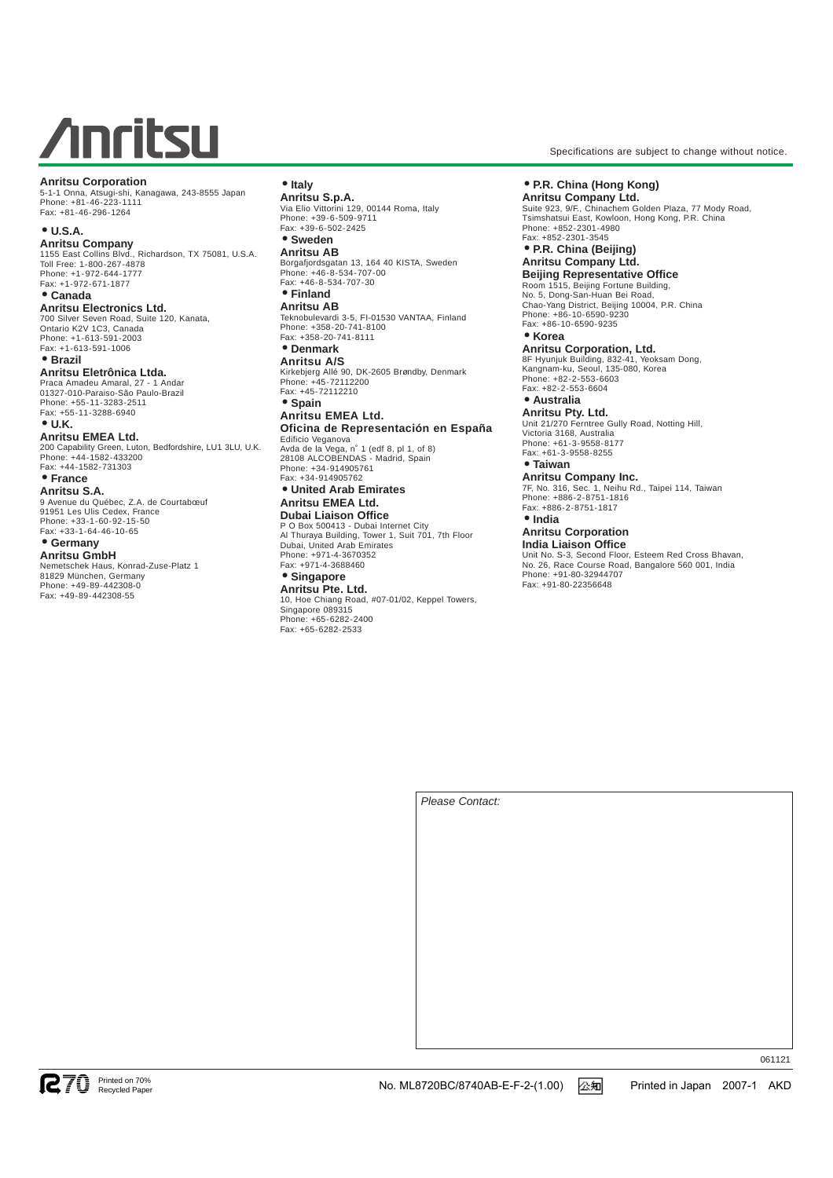# Anritsu

Specifications are subject to change without notice.

**Anritsu Corporation**
5-1-1 Onna, Atsugi-shi, Kanagawa, 243-8555 Japan
Phone: +81-46-223-1111
Fax: +81-46-296-1264

**• U.S.A.**
**Anritsu Company**
1155 East Collins Blvd., Richardson, TX 75081, U.S.A.
Toll Free: 1-800-267-4878
Phone: +1-972-644-1777
Fax: +1-972-671-1877

**• Canada**
**Anritsu Electronics Ltd.**
700 Silver Seven Road, Suite 120, Kanata,
Ontario K2V 1C3, Canada
Phone: +1-613-591-2003
Fax: +1-613-591-1006

**• Brazil**
**Anritsu Eletrônica Ltda.**
Praca Amadeu Amaral, 27 - 1 Andar
01327-010-Paraiso-São Paulo-Brazil
Phone: +55-11-3283-2511
Fax: +55-11-3288-6940

**• U.K.**
**Anritsu EMEA Ltd.**
200 Capability Green, Luton, Bedfordshire, LU1 3LU, U.K.
Phone: +44-1582-433200
Fax: +44-1582-731303

**• France**
**Anritsu S.A.**
9 Avenue du Québec, Z.A. de Courtabœuf
91951 Les Ulis Cedex, France
Phone: +33-1-60-92-15-50
Fax: +33-1-64-46-10-65

**• Germany**
**Anritsu GmbH**
Nemetschek Haus, Konrad-Zuse-Platz 1
81829 München, Germany
Phone: +49-89-442308-0
Fax: +49-89-442308-55

**• Italy**
**Anritsu S.p.A.**
Via Elio Vittorini 129, 00144 Roma, Italy
Phone: +39-6-509-9711
Fax: +39-6-502-2425

**• Sweden**
**Anritsu AB**
Borgafjordsgatan 13, 164 40 KISTA, Sweden
Phone: +46-8-534-707-00
Fax: +46-8-534-707-30

**• Finland**
**Anritsu AB**
Teknobulevardi 3-5, FI-01530 VANTAA, Finland
Phone: +358-20-741-8100
Fax: +358-20-741-8111

**• Denmark**
**Anritsu A/S**
Kirkebjerg Allé 90, DK-2605 Brøndby, Denmark
Phone: +45-72112200
Fax: +45-72112210

**• Spain**
**Anritsu EMEA Ltd.**
**Oficina de Representación en España**
Edificio Veganova
Avda de la Vega, n˚ 1 (edf 8, pl 1, of 8)
28108 ALCOBENDAS - Madrid, Spain
Phone: +34-914905761
Fax: +34-914905762

**• United Arab Emirates**
**Anritsu EMEA Ltd.**
**Dubai Liaison Office**
P O Box 500413 - Dubai Internet City
Al Thuraya Building, Tower 1, Suit 701, 7th Floor
Dubai, United Arab Emirates
Phone: +971-4-3670352
Fax: +971-4-3688460

**• Singapore**
**Anritsu Pte. Ltd.**
10, Hoe Chiang Road, #07-01/02, Keppel Towers,
Singapore 089315
Phone: +65-6282-2400
Fax: +65-6282-2533

**• P.R. China (Hong Kong)**
**Anritsu Company Ltd.**
Suite 923, 9/F., Chinachem Golden Plaza, 77 Mody Road,
Tsimshatsui East, Kowloon, Hong Kong, P.R. China
Phone: +852-2301-4980
Fax: +852-2301-3545

**• P.R. China (Beijing)**
**Anritsu Company Ltd.**
**Beijing Representative Office**
Room 1515, Beijing Fortune Building,
No. 5, Dong-San-Huan Bei Road,
Chao-Yang District, Beijing 10004, P.R. China
Phone: +86-10-6590-9230
Fax: +86-10-6590-9235

**• Korea**
**Anritsu Corporation, Ltd.**
8F Hyunjuk Building, 832-41, Yeoksam Dong,
Kangnam-ku, Seoul, 135-080, Korea
Phone: +82-2-553-6603
Fax: +82-2-553-6604

**• Australia**
**Anritsu Pty. Ltd.**
Unit 21/270 Ferntree Gully Road, Notting Hill,
Victoria 3168, Australia
Phone: +61-3-9558-8177
Fax: +61-3-9558-8255

**• Taiwan**
**Anritsu Company Inc.**
7F, No. 316, Sec. 1, Neihu Rd., Taipei 114, Taiwan
Phone: +886-2-8751-1816
Fax: +886-2-8751-1817

**• India**
**Anritsu Corporation**
**India Liaison Office**
Unit No. S-3, Second Floor, Esteem Red Cross Bhavan,
No. 26, Race Course Road, Bangalore 560 001, India
Phone: +91-80-32944707
Fax: +91-80-22356648

*Please Contact:*

061121

R70 Printed on 70% Recycled Paper

No. ML8720BC/8740AB-E-F-2-(1.00) 公知 Printed in Japan 2007-1 AKD